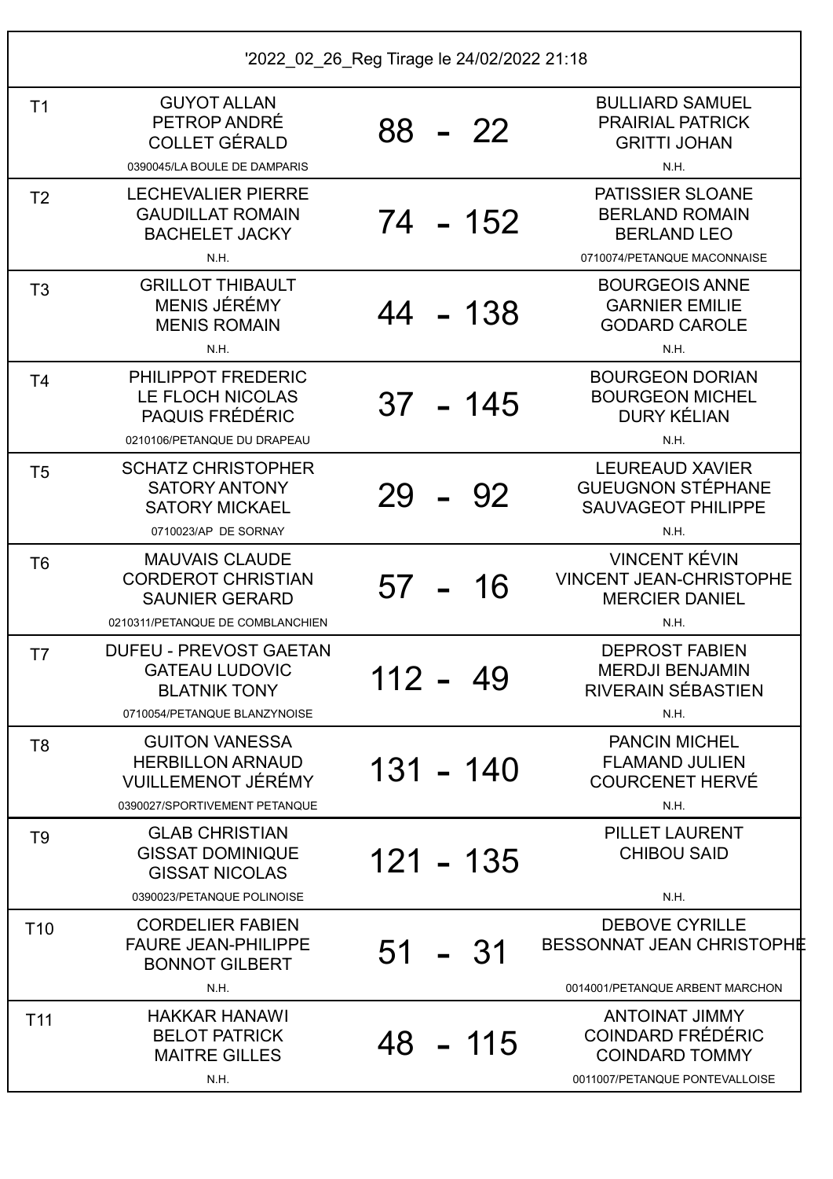'2022_02_26_Reg Tirage le 24/02/2022 21:18

| Table | Équipe 1 | Score | Équipe 2 |
|---|---|---|---|
| T1 | GUYOT ALLAN<br>PETROP ANDRÉ<br>COLLET GÉRALD<br>0390045/LA BOULE DE DAMPARIS | 88 - 22 | BULLIARD SAMUEL<br>PRAIRIAL PATRICK<br>GRITTI JOHAN<br>N.H. |
| T2 | LECHEVALIER PIERRE<br>GAUDILLAT ROMAIN<br>BACHELET JACKY<br>N.H. | 74 - 152 | PATISSIER SLOANE<br>BERLAND ROMAIN<br>BERLAND LEO<br>0710074/PETANQUE MACONNAISE |
| T3 | GRILLOT THIBAULT<br>MENIS JÉRÉMY<br>MENIS ROMAIN<br>N.H. | 44 - 138 | BOURGEOIS ANNE<br>GARNIER EMILIE<br>GODARD CAROLE<br>N.H. |
| T4 | PHILIPPOT FREDERIC<br>LE FLOCH NICOLAS<br>PAQUIS FRÉDÉRIC<br>0210106/PETANQUE DU DRAPEAU | 37 - 145 | BOURGEON DORIAN<br>BOURGEON MICHEL<br>DURY KÉLIAN<br>N.H. |
| T5 | SCHATZ CHRISTOPHER<br>SATORY ANTONY<br>SATORY MICKAEL<br>0710023/AP DE SORNAY | 29 - 92 | LEUREAUD XAVIER<br>GUEUGNON STÉPHANE<br>SAUVAGEOT PHILIPPE<br>N.H. |
| T6 | MAUVAIS CLAUDE<br>CORDEROT CHRISTIAN<br>SAUNIER GERARD<br>0210311/PETANQUE DE COMBLANCHIEN | 57 - 16 | VINCENT KÉVIN<br>VINCENT JEAN-CHRISTOPHE<br>MERCIER DANIEL<br>N.H. |
| T7 | DUFEU - PREVOST GAETAN<br>GATEAU LUDOVIC<br>BLATNIK TONY<br>0710054/PETANQUE BLANZYNOISE | 112 - 49 | DEPROST FABIEN<br>MERDJI BENJAMIN<br>RIVERAIN SÉBASTIEN<br>N.H. |
| T8 | GUITON VANESSA<br>HERBILLON ARNAUD<br>VUILLEMENOT JÉRÉMY<br>0390027/SPORTIVEMENT PETANQUE | 131 - 140 | PANCIN MICHEL<br>FLAMAND JULIEN<br>COURCENET HERVÉ<br>N.H. |
| T9 | GLAB CHRISTIAN<br>GISSAT DOMINIQUE<br>GISSAT NICOLAS<br>0390023/PETANQUE POLINOISE | 121 - 135 | PILLET LAURENT<br>CHIBOU SAID<br>N.H. |
| T10 | CORDELIER FABIEN<br>FAURE JEAN-PHILIPPE<br>BONNOT GILBERT<br>N.H. | 51 - 31 | DEBOVE CYRILLE<br>BESSONNAT JEAN CHRISTOPHE<br>0014001/PETANQUE ARBENT MARCHON |
| T11 | HAKKAR HANAWI<br>BELOT PATRICK<br>MAITRE GILLES<br>N.H. | 48 - 115 | ANTOINAT JIMMY<br>COINDARD FRÉDÉRIC<br>COINDARD TOMMY<br>0011007/PETANQUE PONTEVALLOISE |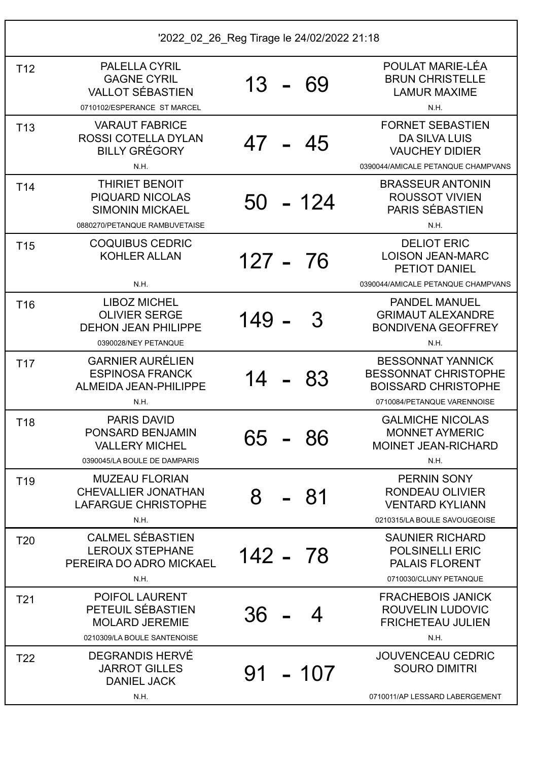'2022_02_26_Reg Tirage le 24/02/2022 21:18

| Terrain | Équipe 1 | Score | Équipe 2 |
| --- | --- | --- | --- |
| T12 | PALELLA CYRIL<br>GAGNE CYRIL<br>VALLOT SÉBASTIEN<br>0710102/ESPERANCE ST MARCEL | 13 - 69 | POULAT MARIE-LÉA<br>BRUN CHRISTELLE<br>LAMUR MAXIME<br>N.H. |
| T13 | VARAUT FABRICE<br>ROSSI COTELLA DYLAN<br>BILLY GRÉGORY<br>N.H. | 47 - 45 | FORNET SEBASTIEN<br>DA SILVA LUIS<br>VAUCHEY DIDIER<br>0390044/AMICALE PETANQUE CHAMPVANS |
| T14 | THIRIET BENOIT<br>PIQUARD NICOLAS<br>SIMONIN MICKAEL<br>0880270/PETANQUE RAMBUVETAISE | 50 - 124 | BRASSEUR ANTONIN<br>ROUSSOT VIVIEN<br>PARIS SÉBASTIEN<br>N.H. |
| T15 | COQUIBUS CEDRIC<br>KOHLER ALLAN<br>N.H. | 127 - 76 | DELIOT ERIC<br>LOISON JEAN-MARC<br>PETIOT DANIEL<br>0390044/AMICALE PETANQUE CHAMPVANS |
| T16 | LIBOZ MICHEL<br>OLIVIER SERGE<br>DEHON JEAN PHILIPPE<br>0390028/NEY PETANQUE | 149 - 3 | PANDEL MANUEL<br>GRIMAUT ALEXANDRE<br>BONDIVENA GEOFFREY<br>N.H. |
| T17 | GARNIER AURÉLIEN<br>ESPINOSA FRANCK<br>ALMEIDA JEAN-PHILIPPE<br>N.H. | 14 - 83 | BESSONNAT YANNICK<br>BESSONNAT CHRISTOPHE<br>BOISSARD CHRISTOPHE<br>0710084/PETANQUE VARENNOISE |
| T18 | PARIS DAVID<br>PONSARD BENJAMIN<br>VALLERY MICHEL<br>0390045/LA BOULE DE DAMPARIS | 65 - 86 | GALMICHE NICOLAS<br>MONNET AYMERIC<br>MOINET JEAN-RICHARD<br>N.H. |
| T19 | MUZEAU FLORIAN<br>CHEVALLIER JONATHAN<br>LAFARGUE CHRISTOPHE<br>N.H. | 8 - 81 | PERNIN SONY<br>RONDEAU OLIVIER<br>VENTARD KYLIANN<br>0210315/LA BOULE SAVOUGEOISE |
| T20 | CALMEL SÉBASTIEN<br>LEROUX STEPHANE<br>PEREIRA DO ADRO MICKAEL<br>N.H. | 142 - 78 | SAUNIER RICHARD<br>POLSINELLI ERIC<br>PALAIS FLORENT<br>0710030/CLUNY PETANQUE |
| T21 | POIFOL LAURENT<br>PETEUIL SÉBASTIEN<br>MOLARD JEREMIE<br>0210309/LA BOULE SANTENOISE | 36 - 4 | FRACHEBOIS JANICK<br>ROUVELIN LUDOVIC<br>FRICHETEAU JULIEN<br>N.H. |
| T22 | DEGRANDIS HERVÉ<br>JARROT GILLES<br>DANIEL JACK<br>N.H. | 91 - 107 | JOUVENCEAU CEDRIC<br>SOURO DIMITRI<br>0710011/AP LESSARD LABERGEMENT |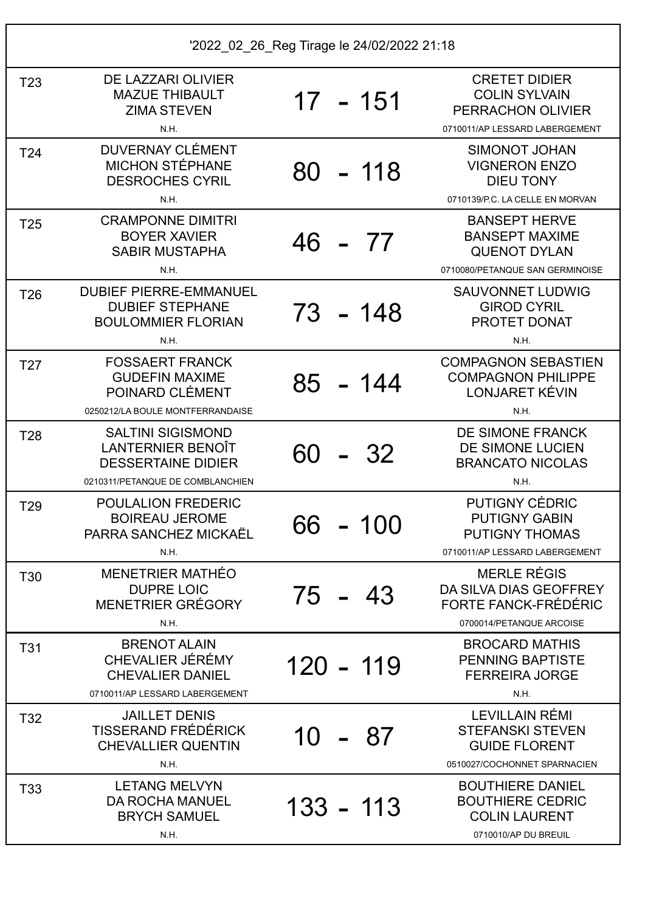'2022_02_26_Reg Tirage le 24/02/2022 21:18

| Terrain | Équipe 1 | Score | Équipe 2 |
|---|---|---|---|
| T23 | DE LAZZARI OLIVIER<br>MAZUE THIBAULT<br>ZIMA STEVEN<br>N.H. | 17 - 151 | CRETET DIDIER<br>COLIN SYLVAIN<br>PERRACHON OLIVIER<br>0710011/AP LESSARD LABERGEMENT |
| T24 | DUVERNAY CLÉMENT<br>MICHON STÉPHANE<br>DESROCHES CYRIL<br>N.H. | 80 - 118 | SIMONOT JOHAN<br>VIGNERON ENZO<br>DIEU TONY<br>0710139/P.C. LA CELLE EN MORVAN |
| T25 | CRAMPONNE DIMITRI<br>BOYER XAVIER<br>SABIR MUSTAPHA<br>N.H. | 46 - 77 | BANSEPT HERVE<br>BANSEPT MAXIME<br>QUENOT DYLAN<br>0710080/PETANQUE SAN GERMINOISE |
| T26 | DUBIEF PIERRE-EMMANUEL<br>DUBIEF STEPHANE<br>BOULOMMIER FLORIAN<br>N.H. | 73 - 148 | SAUVONNET LUDWIG<br>GIROD CYRIL<br>PROTET DONAT<br>N.H. |
| T27 | FOSSAERT FRANCK<br>GUDEFIN MAXIME<br>POINARD CLÉMENT<br>0250212/LA BOULE MONTFERRANDAISE | 85 - 144 | COMPAGNON SEBASTIEN<br>COMPAGNON PHILIPPE<br>LONJARET KÉVIN<br>N.H. |
| T28 | SALTINI SIGISMOND<br>LANTERNIER BENOÎT<br>DESSERTAINE DIDIER<br>0210311/PETANQUE DE COMBLANCHIEN | 60 - 32 | DE SIMONE FRANCK<br>DE SIMONE LUCIEN<br>BRANCATO NICOLAS<br>N.H. |
| T29 | POULALION FREDERIC<br>BOIREAU JEROME<br>PARRA SANCHEZ MICKAËL<br>N.H. | 66 - 100 | PUTIGNY CÉDRIC<br>PUTIGNY GABIN<br>PUTIGNY THOMAS<br>0710011/AP LESSARD LABERGEMENT |
| T30 | MENETRIER MATHÉO<br>DUPRE LOIC<br>MENETRIER GRÉGORY<br>N.H. | 75 - 43 | MERLE RÉGIS<br>DA SILVA DIAS GEOFFREY<br>FORTE FANCK-FRÉDÉRIC<br>0700014/PETANQUE ARCOISE |
| T31 | BRENOT ALAIN<br>CHEVALIER JÉRÉMY<br>CHEVALIER DANIEL<br>0710011/AP LESSARD LABERGEMENT | 120 - 119 | BROCARD MATHIS<br>PENNING BAPTISTE<br>FERREIRA JORGE<br>N.H. |
| T32 | JAILLET DENIS<br>TISSERAND FRÉDÉRICK<br>CHEVALLIER QUENTIN<br>N.H. | 10 - 87 | LEVILLAIN RÉMI<br>STEFANSKI STEVEN<br>GUIDE FLORENT<br>0510027/COCHONNET SPARNACIEN |
| T33 | LETANG MELVYN<br>DA ROCHA MANUEL<br>BRYCH SAMUEL<br>N.H. | 133 - 113 | BOUTHIERE DANIEL<br>BOUTHIERE CEDRIC<br>COLIN LAURENT<br>0710010/AP DU BREUIL |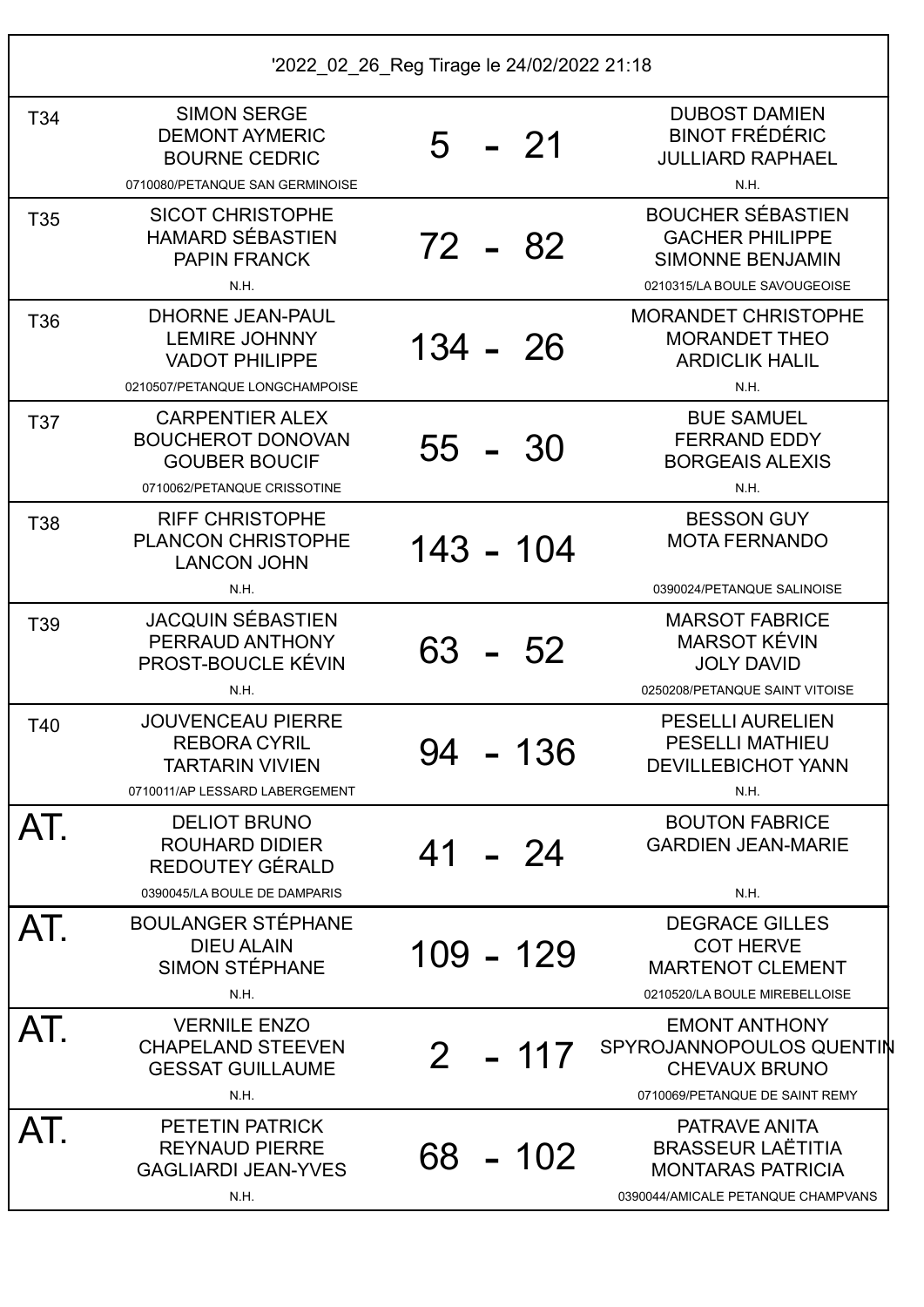'2022_02_26_Reg Tirage le 24/02/2022 21:18

| Table | Équipe 1 | Score | Équipe 2 |
| --- | --- | --- | --- |
| T34 | SIMON SERGE<br>DEMONT AYMERIC<br>BOURNE CEDRIC<br>0710080/PETANQUE SAN GERMINOISE | 5 - 21 | DUBOST DAMIEN<br>BINOT FRÉDÉRIC<br>JULLIARD RAPHAEL<br>N.H. |
| T35 | SICOT CHRISTOPHE<br>HAMARD SÉBASTIEN<br>PAPIN FRANCK<br>N.H. | 72 - 82 | BOUCHER SÉBASTIEN<br>GACHER PHILIPPE<br>SIMONNE BENJAMIN<br>0210315/LA BOULE SAVOUGEOISE |
| T36 | DHORNE JEAN-PAUL<br>LEMIRE JOHNNY<br>VADOT PHILIPPE<br>0210507/PETANQUE LONGCHAMPOISE | 134 - 26 | MORANDET CHRISTOPHE<br>MORANDET THEO<br>ARDICLIK HALIL<br>N.H. |
| T37 | CARPENTIER ALEX<br>BOUCHEROT DONOVAN<br>GOUBER BOUCIF<br>0710062/PETANQUE CRISSOTINE | 55 - 30 | BUE SAMUEL<br>FERRAND EDDY<br>BORGEAIS ALEXIS<br>N.H. |
| T38 | RIFF CHRISTOPHE<br>PLANCON CHRISTOPHE<br>LANCON JOHN<br>N.H. | 143 - 104 | BESSON GUY<br>MOTA FERNANDO<br>0390024/PETANQUE SALINOISE |
| T39 | JACQUIN SÉBASTIEN<br>PERRAUD ANTHONY<br>PROST-BOUCLE KÉVIN<br>N.H. | 63 - 52 | MARSOT FABRICE<br>MARSOT KÉVIN<br>JOLY DAVID<br>0250208/PETANQUE SAINT VITOISE |
| T40 | JOUVENCEAU PIERRE<br>REBORA CYRIL<br>TARTARIN VIVIEN<br>0710011/AP LESSARD LABERGEMENT | 94 - 136 | PESELLI AURELIEN<br>PESELLI MATHIEU<br>DEVILLEBICHOT YANN<br>N.H. |
| AT. | DELIOT BRUNO<br>ROUHARD DIDIER<br>REDOUTEY GÉRALD<br>0390045/LA BOULE DE DAMPARIS | 41 - 24 | BOUTON FABRICE<br>GARDIEN JEAN-MARIE<br>N.H. |
| AT. | BOULANGER STÉPHANE<br>DIEU ALAIN<br>SIMON STÉPHANE<br>N.H. | 109 - 129 | DEGRACE GILLES<br>COT HERVE<br>MARTENOT CLEMENT<br>0210520/LA BOULE MIREBELLOISE |
| AT. | VERNILE ENZO<br>CHAPELAND STEEVEN<br>GESSAT GUILLAUME<br>N.H. | 2 - 117 | EMONT ANTHONY<br>SPYROJANNOPOULOS QUENTIN<br>CHEVAUX BRUNO<br>0710069/PETANQUE DE SAINT REMY |
| AT. | PETETIN PATRICK<br>REYNAUD PIERRE<br>GAGLIARDI JEAN-YVES<br>N.H. | 68 - 102 | PATRAVE ANITA<br>BRASSEUR LAËTITIA<br>MONTARAS PATRICIA<br>0390044/AMICALE PETANQUE CHAMPVANS |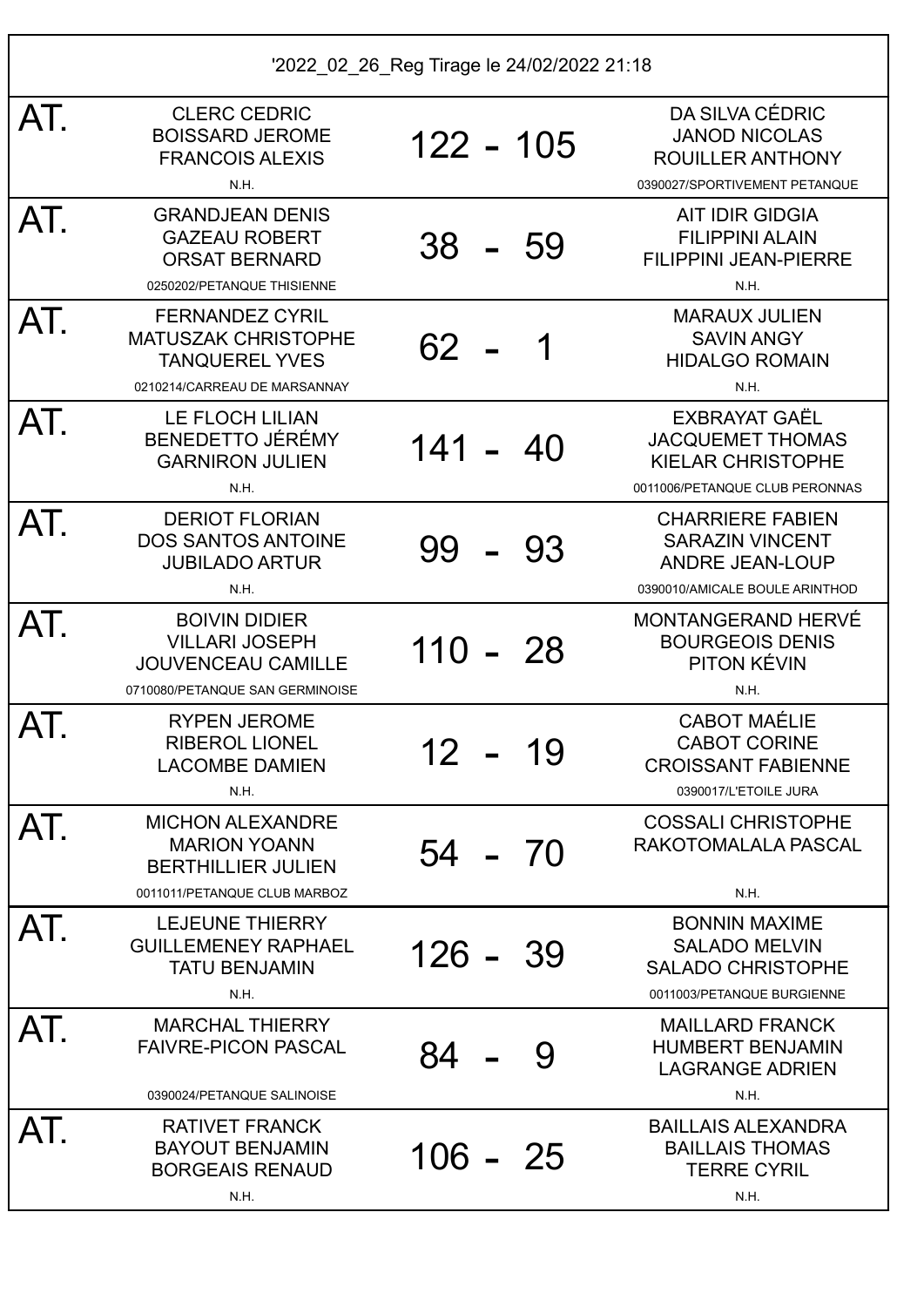'2022_02_26_Reg Tirage le 24/02/2022 21:18

| | Équipe 1 | Score | Équipe 2 |
|---|---|---|---|
| AT. | CLERC CEDRIC<br>BOISSARD JEROME<br>FRANCOIS ALEXIS<br>N.H. | 122 - 105 | DA SILVA CÉDRIC<br>JANOD NICOLAS<br>ROUILLER ANTHONY<br>0390027/SPORTIVEMENT PETANQUE |
| AT. | GRANDJEAN DENIS<br>GAZEAU ROBERT<br>ORSAT BERNARD<br>0250202/PETANQUE THISIENNE | 38 - 59 | AIT IDIR GIDGIA<br>FILIPPINI ALAIN<br>FILIPPINI JEAN-PIERRE<br>N.H. |
| AT. | FERNANDEZ CYRIL<br>MATUSZAK CHRISTOPHE<br>TANQUEREL YVES<br>0210214/CARREAU DE MARSANNAY | 62 - 1 | MARAUX JULIEN<br>SAVIN ANGY<br>HIDALGO ROMAIN<br>N.H. |
| AT. | LE FLOCH LILIAN<br>BENEDETTO JÉRÉMY<br>GARNIRON JULIEN<br>N.H. | 141 - 40 | EXBRAYAT GAËL<br>JACQUEMET THOMAS<br>KIELAR CHRISTOPHE<br>0011006/PETANQUE CLUB PERONNAS |
| AT. | DERIOT FLORIAN<br>DOS SANTOS ANTOINE<br>JUBILADO ARTUR<br>N.H. | 99 - 93 | CHARRIERE FABIEN<br>SARAZIN VINCENT<br>ANDRE JEAN-LOUP<br>0390010/AMICALE BOULE ARINTHOD |
| AT. | BOIVIN DIDIER<br>VILLARI JOSEPH<br>JOUVENCEAU CAMILLE<br>0710080/PETANQUE SAN GERMINOISE | 110 - 28 | MONTANGERAND HERVÉ<br>BOURGEOIS DENIS<br>PITON KÉVIN<br>N.H. |
| AT. | RYPEN JEROME<br>RIBEROL LIONEL<br>LACOMBE DAMIEN<br>N.H. | 12 - 19 | CABOT MAÉLIE<br>CABOT CORINE<br>CROISSANT FABIENNE<br>0390017/L'ETOILE JURA |
| AT. | MICHON ALEXANDRE<br>MARION YOANN<br>BERTHILLIER JULIEN<br>0011011/PETANQUE CLUB MARBOZ | 54 - 70 | COSSALI CHRISTOPHE<br>RAKOTOMALALA PASCAL<br>N.H. |
| AT. | LEJEUNE THIERRY<br>GUILLEMENEY RAPHAEL<br>TATU BENJAMIN<br>N.H. | 126 - 39 | BONNIN MAXIME<br>SALADO MELVIN<br>SALADO CHRISTOPHE<br>0011003/PETANQUE BURGIENNE |
| AT. | MARCHAL THIERRY<br>FAIVRE-PICON PASCAL<br>0390024/PETANQUE SALINOISE | 84 - 9 | MAILLARD FRANCK<br>HUMBERT BENJAMIN<br>LAGRANGE ADRIEN<br>N.H. |
| AT. | RATIVET FRANCK<br>BAYOUT BENJAMIN<br>BORGEAIS RENAUD<br>N.H. | 106 - 25 | BAILLAIS ALEXANDRA<br>BAILLAIS THOMAS<br>TERRE CYRIL<br>N.H. |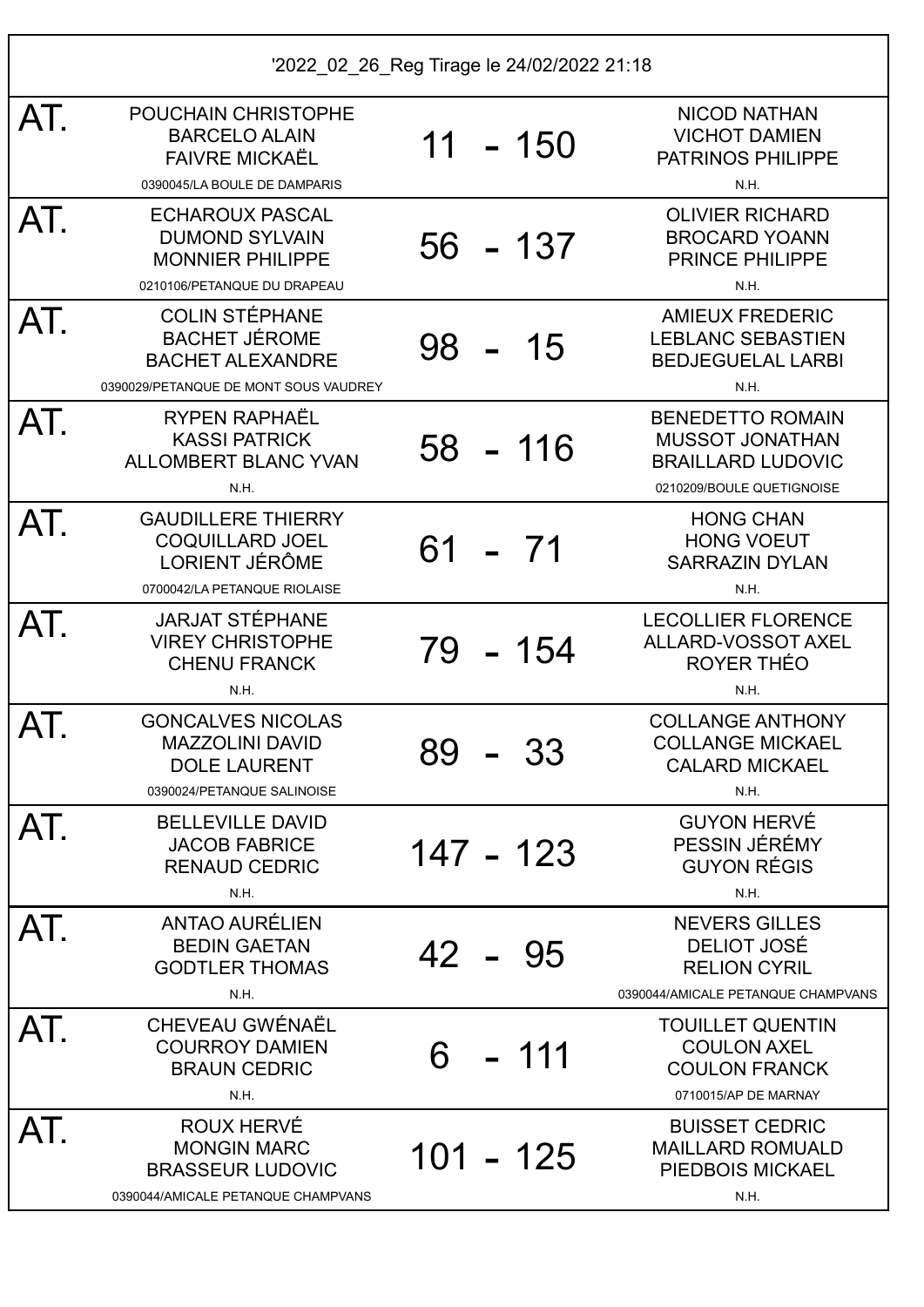'2022_02_26_Reg Tirage le 24/02/2022 21:18

| | Équipe 1 | Match | Équipe 2 |
|---|---|---|---|
| AT. | POUCHAIN CHRISTOPHE<br>BARCELO ALAIN<br>FAIVRE MICKAËL<br>0390045/LA BOULE DE DAMPARIS | 11 - 150 | NICOD NATHAN<br>VICHOT DAMIEN<br>PATRINOS PHILIPPE<br>N.H. |
| AT. | ECHAROUX PASCAL<br>DUMOND SYLVAIN<br>MONNIER PHILIPPE<br>0210106/PETANQUE DU DRAPEAU | 56 - 137 | OLIVIER RICHARD<br>BROCARD YOANN<br>PRINCE PHILIPPE<br>N.H. |
| AT. | COLIN STÉPHANE<br>BACHET JÉROME<br>BACHET ALEXANDRE<br>0390029/PETANQUE DE MONT SOUS VAUDREY | 98 - 15 | AMIEUX FREDERIC<br>LEBLANC SEBASTIEN<br>BEDJEGUELAL LARBI<br>N.H. |
| AT. | RYPEN RAPHAËL<br>KASSI PATRICK<br>ALLOMBERT BLANC YVAN<br>N.H. | 58 - 116 | BENEDETTO ROMAIN<br>MUSSOT JONATHAN<br>BRAILLARD LUDOVIC<br>0210209/BOULE QUETIGNOISE |
| AT. | GAUDILLERE THIERRY<br>COQUILLARD JOEL<br>LORIENT JÉRÔME<br>0700042/LA PETANQUE RIOLAISE | 61 - 71 | HONG CHAN<br>HONG VOEUT<br>SARRAZIN DYLAN<br>N.H. |
| AT. | JARJAT STÉPHANE<br>VIREY CHRISTOPHE<br>CHENU FRANCK<br>N.H. | 79 - 154 | LECOLLIER FLORENCE<br>ALLARD-VOSSOT AXEL<br>ROYER THÉO<br>N.H. |
| AT. | GONCALVES NICOLAS<br>MAZZOLINI DAVID<br>DOLE LAURENT<br>0390024/PETANQUE SALINOISE | 89 - 33 | COLLANGE ANTHONY<br>COLLANGE MICKAEL<br>CALARD MICKAEL<br>N.H. |
| AT. | BELLEVILLE DAVID<br>JACOB FABRICE<br>RENAUD CEDRIC<br>N.H. | 147 - 123 | GUYON HERVÉ<br>PESSIN JÉRÉMY<br>GUYON RÉGIS<br>N.H. |
| AT. | ANTAO AURÉLIEN<br>BEDIN GAETAN<br>GODTLER THOMAS<br>N.H. | 42 - 95 | NEVERS GILLES<br>DELIOT JOSÉ<br>RELION CYRIL<br>0390044/AMICALE PETANQUE CHAMPVANS |
| AT. | CHEVEAU GWÉNAËL<br>COURROY DAMIEN<br>BRAUN CEDRIC<br>N.H. | 6 - 111 | TOUILLET QUENTIN<br>COULON AXEL<br>COULON FRANCK<br>0710015/AP DE MARNAY |
| AT. | ROUX HERVÉ<br>MONGIN MARC<br>BRASSEUR LUDOVIC<br>0390044/AMICALE PETANQUE CHAMPVANS | 101 - 125 | BUISSET CEDRIC<br>MAILLARD ROMUALD<br>PIEDBOIS MICKAEL<br>N.H. |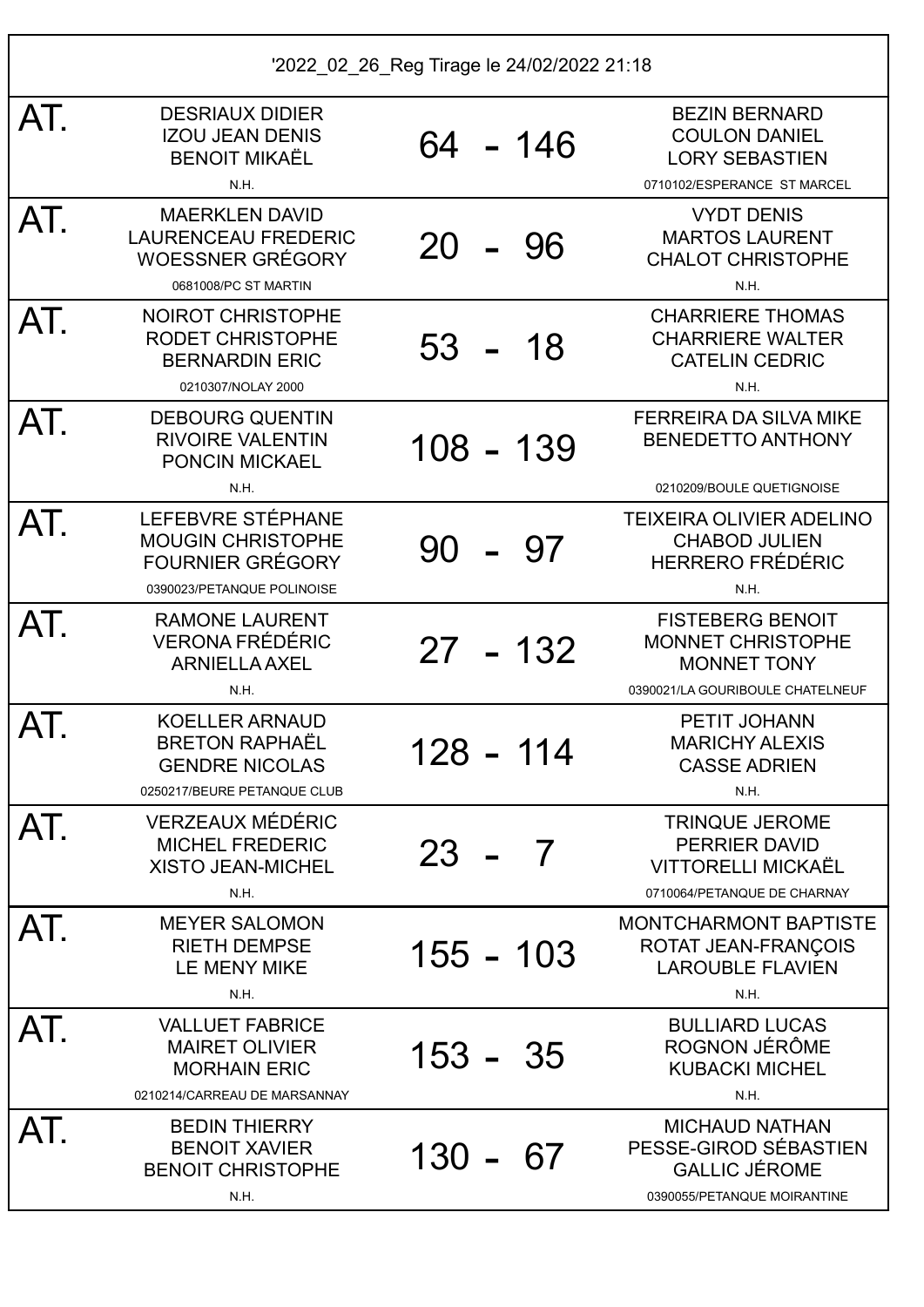'2022_02_26_Reg Tirage le 24/02/2022 21:18

| | Équipe 1 | Score | Équipe 2 |
|---|---|---|---|
| AT. | DESRIAUX DIDIER<br>IZOU JEAN DENIS<br>BENOIT MIKAËL<br>N.H. | 64 - 146 | BEZIN BERNARD<br>COULON DANIEL<br>LORY SEBASTIEN<br>0710102/ESPERANCE ST MARCEL |
| AT. | MAERKLEN DAVID<br>LAURENCEAU FREDERIC<br>WOESSNER GRÉGORY<br>0681008/PC ST MARTIN | 20 - 96 | VYDT DENIS<br>MARTOS LAURENT<br>CHALOT CHRISTOPHE<br>N.H. |
| AT. | NOIROT CHRISTOPHE<br>RODET CHRISTOPHE<br>BERNARDIN ERIC<br>0210307/NOLAY 2000 | 53 - 18 | CHARRIERE THOMAS<br>CHARRIERE WALTER<br>CATELIN CEDRIC<br>N.H. |
| AT. | DEBOURG QUENTIN<br>RIVOIRE VALENTIN<br>PONCIN MICKAEL<br>N.H. | 108 - 139 | FERREIRA DA SILVA MIKE<br>BENEDETTO ANTHONY<br>0210209/BOULE QUETIGNOISE |
| AT. | LEFEBVRE STÉPHANE<br>MOUGIN CHRISTOPHE<br>FOURNIER GRÉGORY<br>0390023/PETANQUE POLINOISE | 90 - 97 | TEIXEIRA OLIVIER ADELINO<br>CHABOD JULIEN<br>HERRERO FRÉDÉRIC<br>N.H. |
| AT. | RAMONE LAURENT<br>VERONA FRÉDÉRIC<br>ARNIELLA AXEL<br>N.H. | 27 - 132 | FISTEBERG BENOIT<br>MONNET CHRISTOPHE<br>MONNET TONY<br>0390021/LA GOURIBOULE CHATELNEUF |
| AT. | KOELLER ARNAUD<br>BRETON RAPHAËL<br>GENDRE NICOLAS<br>0250217/BEURE PETANQUE CLUB | 128 - 114 | PETIT JOHANN<br>MARICHY ALEXIS<br>CASSE ADRIEN<br>N.H. |
| AT. | VERZEAUX MÉDÉRIC<br>MICHEL FREDERIC<br>XISTO JEAN-MICHEL<br>N.H. | 23 - 7 | TRINQUE JEROME<br>PERRIER DAVID<br>VITTORELLI MICKAËL<br>0710064/PETANQUE DE CHARNAY |
| AT. | MEYER SALOMON<br>RIETH DEMPSE<br>LE MENY MIKE<br>N.H. | 155 - 103 | MONTCHARMONT BAPTISTE<br>ROTAT JEAN-FRANÇOIS<br>LAROUBLE FLAVIEN<br>N.H. |
| AT. | VALLUET FABRICE<br>MAIRET OLIVIER<br>MORHAIN ERIC<br>0210214/CARREAU DE MARSANNAY | 153 - 35 | BULLIARD LUCAS<br>ROGNON JÉRÔME<br>KUBACKI MICHEL<br>N.H. |
| AT. | BEDIN THIERRY<br>BENOIT XAVIER<br>BENOIT CHRISTOPHE<br>N.H. | 130 - 67 | MICHAUD NATHAN<br>PESSE-GIROD SÉBASTIEN<br>GALLIC JÉROME<br>0390055/PETANQUE MOIRANTINE |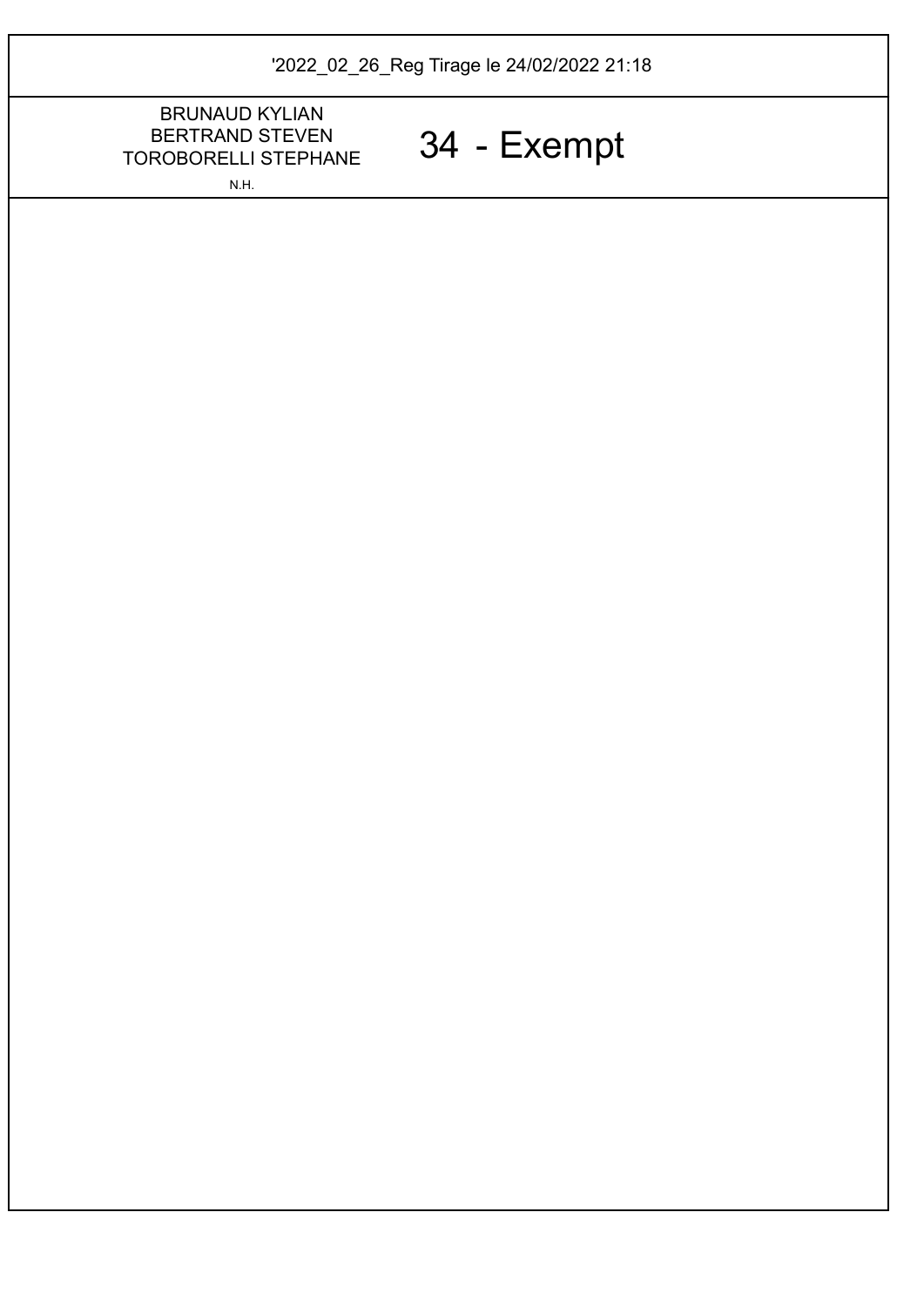'2022_02_26_Reg Tirage le 24/02/2022 21:18

BRUNAUD KYLIAN
BERTRAND STEVEN
TOROBORELLI STEPHANE

N.H.

# 34 - Exempt